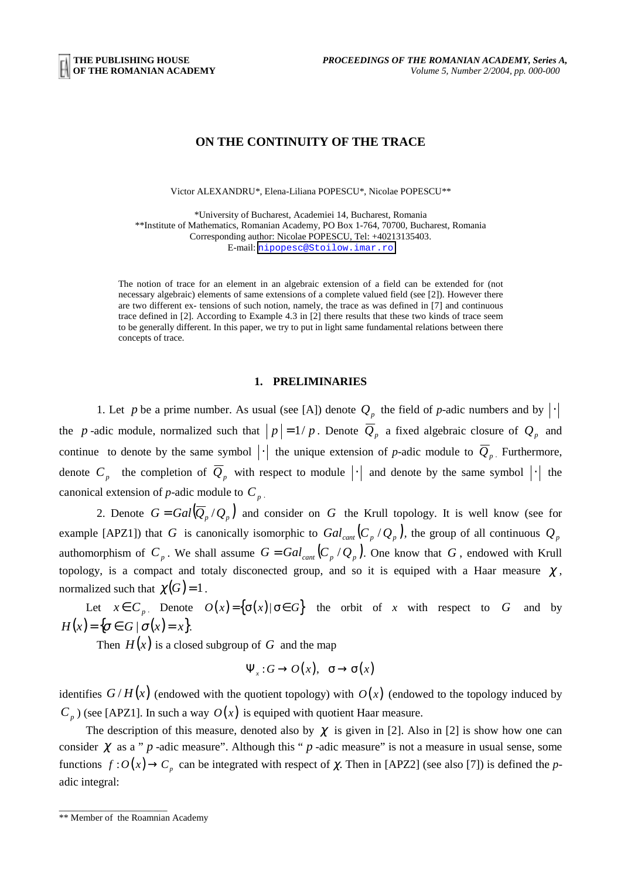# ON THE CONTINUITY OF THE TRACE

Victor ALEXANDRU*, Elena-Liliana POPESCU*, Nicolae POPESCU**

*University of Bucharest, Academiei 14, Bucharest, Romania
**Institute of Mathematics, Romanian Academy, PO Box 1-764, 70700, Bucharest, Romania
Corresponding author: Nicolae POPESCU, Tel: +40213135403.
E-mail: nipopesc@Stoilow.imar.ro

The notion of trace for an element in an algebraic extension of a field can be extended for (not necessary algebraic) elements of same extensions of a complete valued field (see [2]). However there are two different ex- tensions of such notion, namely, the trace as was defined in [7] and continuous trace defined in [2]. According to Example 4.3 in [2] there results that these two kinds of trace seem to be generally different. In this paper, we try to put in light same fundamental relations between there concepts of trace.

## 1. PRELIMINARIES

1. Let $p$ be a prime number. As usual (see [A]) denote $Q_p$ the field of *p*-adic numbers and by $|\cdot|$ the $p$-adic module, normalized such that $|p| = 1/p$. Denote $\overline{Q}_p$ a fixed algebraic closure of $Q_p$ and continue to denote by the same symbol $|\cdot|$ the unique extension of *p*-adic module to $\overline{Q}_p$. Furthermore, denote $C_p$ the completion of $\overline{Q}_p$ with respect to module $|\cdot|$ and denote by the same symbol $|\cdot|$ the canonical extension of *p*-adic module to $C_p$.

2. Denote $G = Gal(\overline{Q}_p / Q_p)$ and consider on $G$ the Krull topology. It is well know (see for example [APZ1]) that $G$ is canonically isomorphic to $Gal_{cant}(C_p / Q_p)$, the group of all continuous $Q_p$ authomorphism of $C_p$. We shall assume $G = Gal_{cant}(C_p / Q_p)$. One know that $G$, endowed with Krull topology, is a compact and totaly disconected group, and so it is equiped with a Haar measure $\chi$, normalized such that $\chi(G) = 1$.

Let $x \in C_p$. Denote $O(x) = \{\sigma(x) \mid \sigma \in G\}$ the orbit of $x$ with respect to $G$ and by $H(x) = \{\sigma \in G \mid \sigma(x) = x\}$.

Then $H(x)$ is a closed subgroup of $G$ and the map

$$\Psi_x : G \to O(x), \quad \sigma \to \sigma(x)$$

identifies $G / H(x)$ (endowed with the quotient topology) with $O(x)$ (endowed to the topology induced by $C_p$) (see [APZ1]. In such a way $O(x)$ is equiped with quotient Haar measure.

The description of this measure, denoted also by $\chi$ is given in [2]. Also in [2] is show how one can consider $\chi$ as a " $p$-adic measure". Although this " $p$-adic measure" is not a measure in usual sense, some functions $f : O(x) \to C_p$ can be integrated with respect of $\chi$. Then in [APZ2] (see also [7]) is defined the *p*-adic integral:

---

** Member of the Roamnian Academy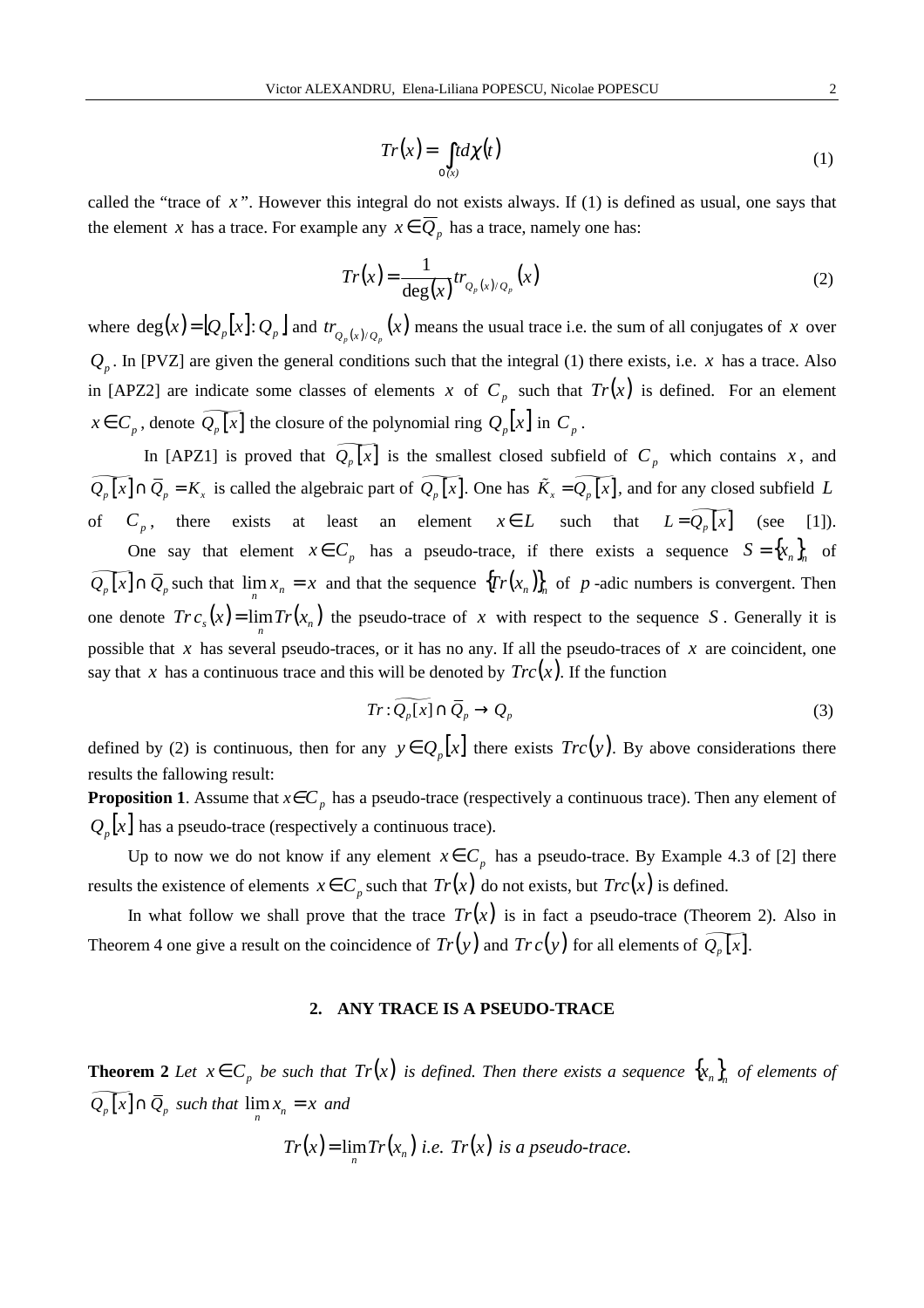$$Tr(x) = \int_{O(x)} t d\chi(t) \tag{1}$$

called the "trace of $x$". However this integral do not exists always. If (1) is defined as usual, one says that the element $x$ has a trace. For example any $x \in \overline{Q}_p$ has a trace, namely one has:

$$Tr(x) = \frac{1}{\deg(x)} tr_{Q_p(x)/Q_p}(x) \tag{2}$$

where $\deg(x) = [Q_p[x] : Q_p]$ and $tr_{Q_p(x)/Q_p}(x)$ means the usual trace i.e. the sum of all conjugates of $x$ over $Q_p$. In [PVZ] are given the general conditions such that the integral (1) there exists, i.e. $x$ has a trace. Also in [APZ2] are indicate some classes of elements $x$ of $C_p$ such that $Tr(x)$ is defined. For an element $x \in C_p$, denote $\widetilde{Q_p[x]}$ the closure of the polynomial ring $Q_p[x]$ in $C_p$.

In [APZ1] is proved that $\widetilde{Q_p[x]}$ is the smallest closed subfield of $C_p$ which contains $x$, and $\widetilde{Q_p[x]} \cap \overline{Q}_p = K_x$ is called the algebraic part of $\widetilde{Q_p[x]}$. One has $\tilde{K}_x = \widetilde{Q_p[x]}$, and for any closed subfield $L$ of $C_p$, there exists at least an element $x \in L$ such that $L = \widetilde{Q_p[x]}$ (see [1]).

One say that element $x \in C_p$ has a pseudo-trace, if there exists a sequence $S = \{x_n\}_n$ of $\widetilde{Q_p[x]} \cap \overline{Q}_p$ such that $\lim_n x_n = x$ and that the sequence $\{Tr(x_n)\}_n$ of $p$-adic numbers is convergent. Then one denote $Trc_s(x) = \lim_n Tr(x_n)$ the pseudo-trace of $x$ with respect to the sequence $S$. Generally it is possible that $x$ has several pseudo-traces, or it has no any. If all the pseudo-traces of $x$ are coincident, one say that $x$ has a continuous trace and this will be denoted by $Trc(x)$. If the function

$$Tr : \widetilde{Q_p[x]} \cap \overline{Q}_p \to Q_p \tag{3}$$

defined by (2) is continuous, then for any $y \in Q_p[x]$ there exists $Trc(y)$. By above considerations there results the fallowing result:

**Proposition 1**. Assume that $x \in C_p$ has a pseudo-trace (respectively a continuous trace). Then any element of $Q_p[x]$ has a pseudo-trace (respectively a continuous trace).

Up to now we do not know if any element $x \in C_p$ has a pseudo-trace. By Example 4.3 of [2] there results the existence of elements $x \in C_p$ such that $Tr(x)$ do not exists, but $Trc(x)$ is defined.

In what follow we shall prove that the trace $Tr(x)$ is in fact a pseudo-trace (Theorem 2). Also in Theorem 4 one give a result on the coincidence of $Tr(y)$ and $Trc(y)$ for all elements of $\widetilde{Q_p[x]}$.

## 2. ANY TRACE IS A PSEUDO-TRACE

**Theorem 2** *Let $x \in C_p$ be such that $Tr(x)$ is defined. Then there exists a sequence $\{x_n\}_n$ of elements of $\widetilde{Q_p[x]} \cap \overline{Q}_p$ such that $\lim_n x_n = x$ and*

$$Tr(x) = \lim_n Tr(x_n) \text{ i.e. } Tr(x) \text{ is a pseudo-trace.}$$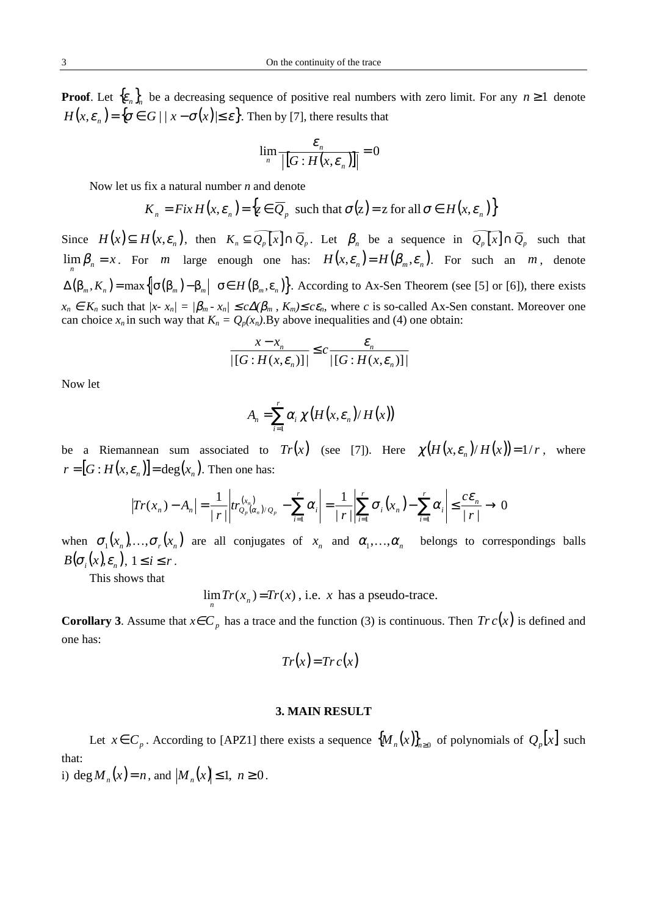**Proof**. Let $\{\varepsilon_n\}_n$ be a decreasing sequence of positive real numbers with zero limit. For any $n \geq 1$ denote $H(x,\varepsilon_n) = \{\sigma \in G \mid |x - \sigma(x)| \leq \varepsilon\}$. Then by [7], there results that

$$\lim_n \frac{\varepsilon_n}{|[G : H(x,\varepsilon_n)]|} = 0$$

Now let us fix a natural number *n* and denote

$$K_n = Fix\, H(x,\varepsilon_n) = \{z \in \overline{Q}_p \text{ such that } \sigma(z) = z \text{ for all } \sigma \in H(x,\varepsilon_n)\}$$

Since $H(x) \subseteq H(x,\varepsilon_n)$, then $K_n \subseteq \widetilde{Q_p[x]} \cap \overline{Q}_p$. Let $\beta_n$ be a sequence in $\widetilde{Q_p[x]} \cap \overline{Q}_p$ such that $\lim_n \beta_n = x$. For $m$ large enough one has: $H(x,\varepsilon_n) = H(\beta_m,\varepsilon_n)$. For such an $m$, denote $\Delta(\beta_m, K_n) = \max\{|\sigma(\beta_m) - \beta_m| \;\; \sigma \in H(\beta_m,\varepsilon_n)\}$. According to Ax-Sen Theorem (see [5] or [6]), there exists $x_n \in K_n$ such that $|x - x_n| = |\beta_m - x_n| \leq c\Delta(\beta_m, K_m) \leq c\varepsilon_n$, where $c$ is so-called Ax-Sen constant. Moreover one can choice $x_n$ in such way that $K_n = Q_p(x_n)$.By above inequalities and (4) one obtain:

$$\frac{x - x_n}{|[G : H(x,\varepsilon_n)]|} \leq c \frac{\varepsilon_n}{|[G : H(x,\varepsilon_n)]|}$$

Now let

$$A_n = \sum_{i=1}^{r} \alpha_i\, \chi(H(x,\varepsilon_n)/H(x))$$

be a Riemannean sum associated to $Tr(x)$ (see [7]). Here $\chi(H(x,\varepsilon_n)/H(x)) = 1/r$, where $r = [G : H(x,\varepsilon_n)] = \deg(x_n)$. Then one has:

$$|Tr(x_n) - A_n| = \frac{1}{|r|}\left| tr^{(x_n)}_{Q_p(\alpha_n)/Q_p} - \sum_{i=1}^{r} \alpha_i \right| = \frac{1}{|r|}\left| \sum_{i=1}^{r} \sigma_i(x_n) - \sum_{i=1}^{r} \alpha_i \right| \leq \frac{c\varepsilon_n}{|r|} \to 0$$

when $\sigma_1(x_n), \ldots, \sigma_r(x_n)$ are all conjugates of $x_n$ and $\alpha_1, \ldots, \alpha_n$ belongs to correspondings balls $B(\sigma_i(x), \varepsilon_n)$, $1 \leq i \leq r$.

This shows that

$$\lim_n Tr(x_n) = Tr(x), \text{ i.e. } x \text{ has a pseudo-trace.}$$

**Corollary 3**. Assume that $x \in C_p$ has a trace and the function (3) is continuous. Then $Tr\,c(x)$ is defined and one has:

$$Tr(x) = Tr\,c(x)$$

## 3. MAIN RESULT

Let $x \in C_p$. According to [APZ1] there exists a sequence $\{M_n(x)\}_{n \geq 0}$ of polynomials of $Q_p[x]$ such that:

i) $\deg M_n(x) = n$, and $|M_n(x)| \leq 1,\; n \geq 0$.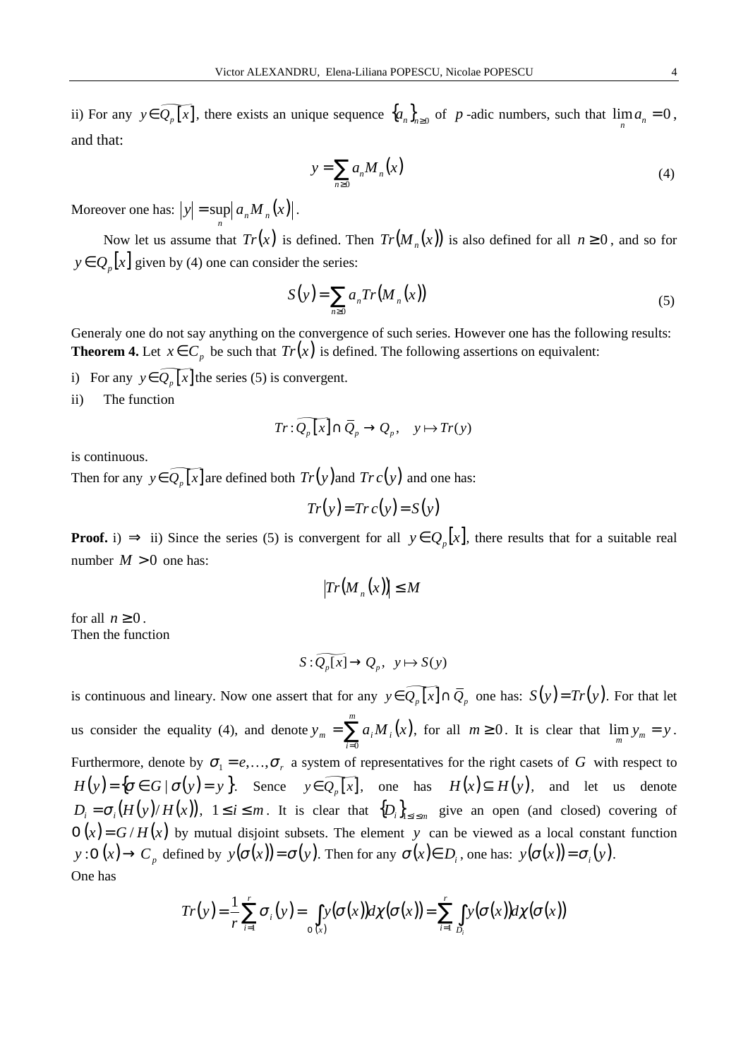ii) For any $y \in \widetilde{Q_p[x]}$, there exists an unique sequence $\{a_n\}_{n\geq 0}$ of $p$-adic numbers, such that $\lim_n a_n = 0$, and that:

$$y = \sum_{n\geq 0} a_n M_n(x) \tag{4}$$

Moreover one has: $|y| = \sup_n |a_n M_n(x)|$.

Now let us assume that $Tr(x)$ is defined. Then $Tr(M_n(x))$ is also defined for all $n \geq 0$, and so for $y \in Q_p[x]$ given by (4) one can consider the series:

$$S(y) = \sum_{n\geq 0} a_n Tr(M_n(x)) \tag{5}$$

Generaly one do not say anything on the convergence of such series. However one has the following results:

**Theorem 4.** Let $x \in C_p$ be such that $Tr(x)$ is defined. The following assertions on equivalent:

i) For any $y \in \widetilde{Q_p[x]}$ the series (5) is convergent.

ii) The function

$$Tr : \widetilde{Q_p[x]} \cap \overline{Q}_p \to Q_p, \quad y \mapsto Tr(y)$$

is continuous.

Then for any $y \in \widetilde{Q_p[x]}$ are defined both $Tr(y)$ and $Trc(y)$ and one has:

$$Tr(y) = Trc(y) = S(y)$$

**Proof.** i) $\Rightarrow$ ii) Since the series (5) is convergent for all $y \in Q_p[x]$, there results that for a suitable real number $M > 0$ one has:

$$|Tr(M_n(x))| \leq M$$

for all $n \geq 0$.

Then the function

$$S : \widetilde{Q_p[x]} \to Q_p, \ \ y \mapsto S(y)$$

is continuous and lineary. Now one assert that for any $y \in \widetilde{Q_p[x]} \cap \overline{Q}_p$ one has: $S(y) = Tr(y)$. For that let us consider the equality (4), and denote $y_m = \sum_{i=0}^{m} a_i M_i(x)$, for all $m \geq 0$. It is clear that $\lim_m y_m = y$. Furthermore, denote by $\sigma_1 = e, \ldots, \sigma_r$ a system of representatives for the right casets of $G$ with respect to $H(y) = \{\sigma \in G \mid \sigma(y) = y\}$. Sence $y \in \widetilde{Q_p[x]}$, one has $H(x) \subseteq H(y)$, and let us denote $D_i = \sigma_i(H(y)/H(x))$, $1 \leq i \leq m$. It is clear that $\{D_i\}_{1\leq i\leq m}$ give an open (and closed) covering of $O(x) = G/H(x)$ by mutual disjoint subsets. The element $y$ can be viewed as a local constant function $y : O(x) \to C_p$ defined by $y(\sigma(x)) = \sigma(y)$. Then for any $\sigma(x) \in D_i$, one has: $y(\sigma(x)) = \sigma_i(y)$.

One has

$$Tr(y) = \frac{1}{r}\sum_{i=1}^{r} \sigma_i(y) = \int_{O(x)} y(\sigma(x)) d\chi(\sigma(x)) = \sum_{i=1}^{r} \int_{D_i} y(\sigma(x)) d\chi(\sigma(x))$$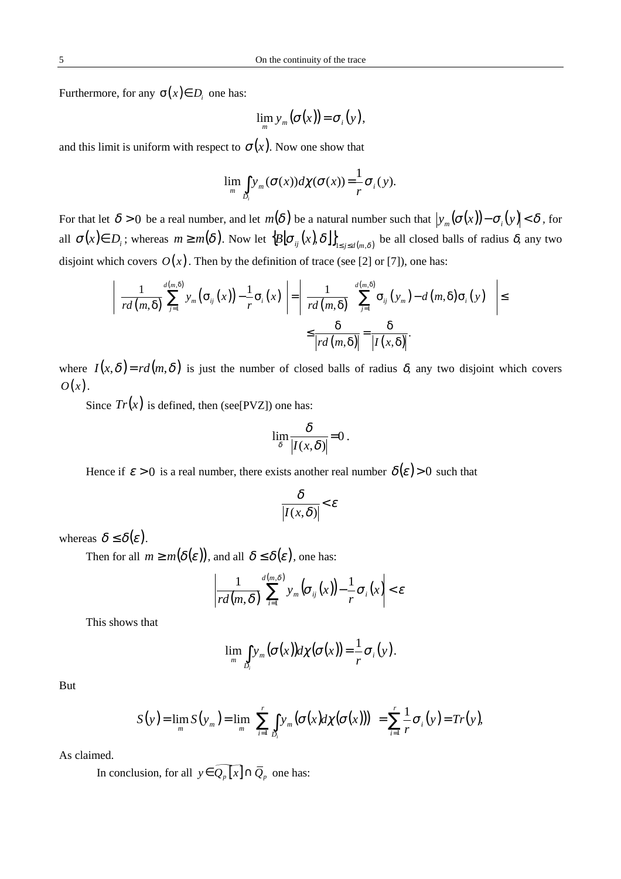Furthermore, for any $\sigma(x)\in D_i$ one has:

$$\lim_m y_m(\sigma(x)) = \sigma_i(y),$$

and this limit is uniform with respect to $\sigma(x)$. Now one show that

$$\lim_m \int_{D_i} y_m(\sigma(x))d\chi(\sigma(x)) = \frac{1}{r}\sigma_i(y).$$

For that let $\delta > 0$ be a real number, and let $m(\delta)$ be a natural number such that $|y_m(\sigma(x)) - \sigma_i(y)| < \delta$, for all $\sigma(x)\in D_i$; whereas $m \geq m(\delta)$. Now let $\{B[\sigma_{ij}(x),\delta]\}_{1\leq j\leq d(m,\delta)}$ be all closed balls of radius $\delta$, any two disjoint which covers $O(x)$. Then by the definition of trace (see [2] or [7]), one has:

$$\left|\frac{1}{rd(m,\delta)}\sum_{j=1}^{d(m,\delta)} y_m(\sigma_{ij}(x)) - \frac{1}{r}\sigma_i(x)\right| = \left|\frac{1}{rd(m,\delta)}\left(\sum_{j=1}^{d(m,\delta)}\sigma_{ij}(y_m) - d(m,\delta)\sigma_i(y)\right)\right| \leq$$

$$\leq \frac{\delta}{|rd(m,\delta)|} = \frac{\delta}{|I(x,\delta)|}.$$

where $I(x,\delta) = rd(m,\delta)$ is just the number of closed balls of radius $\delta$, any two disjoint which covers $O(x)$.

Since $Tr(x)$ is defined, then (see[PVZ]) one has:

$$\lim_\delta \frac{\delta}{|I(x,\delta)|} = 0.$$

Hence if $\varepsilon > 0$ is a real number, there exists another real number $\delta(\varepsilon) > 0$ such that

$$\frac{\delta}{|I(x,\delta)|} < \varepsilon$$

whereas $\delta \leq \delta(\varepsilon)$.

Then for all $m \geq m(\delta(\varepsilon))$, and all $\delta \leq \delta(\varepsilon)$, one has:

$$\left|\frac{1}{rd(m,\delta)}\sum_{i=1}^{d(m,\delta)} y_m(\sigma_{ij}(x)) - \frac{1}{r}\sigma_i(x)\right| < \varepsilon$$

This shows that

$$\lim_m \int_{D_i} y_m(\sigma(x))d\chi(\sigma(x)) = \frac{1}{r}\sigma_i(y).$$

But

$$S(y) = \lim_m S(y_m) = \lim_m \left(\sum_{i=1}^{r}\int_{D_i} y_m(\sigma(x)d\chi(\sigma(x)))\right) = \sum_{i=1}^{r}\frac{1}{r}\sigma_i(y) = Tr(y),$$

As claimed.

In conclusion, for all $y\in\widehat{Q_p[x]}\cap\bar{Q}_p$ one has: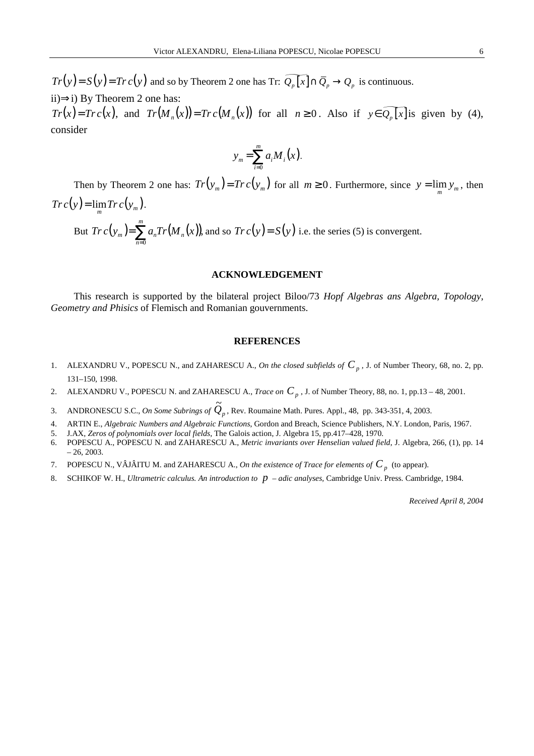$Tr(y) = S(y) = Tr\,c(y)$ and so by Theorem 2 one has Tr: $\widetilde{Q_p[x]} \cap \overline{Q}_p \to Q_p$ is continuous.

ii)$\Rightarrow$i) By Theorem 2 one has:

$Tr(x) = Tr\,c(x)$, and $Tr(M_n(x)) = Tr\,c(M_n(x))$ for all $n \geq 0$. Also if $y \in \widetilde{Q_p[x]}$ is given by (4), consider

$$y_m = \sum_{i=0}^{m} a_i M_i(x).$$

Then by Theorem 2 one has: $Tr(y_m) = Tr\,c(y_m)$ for all $m \geq 0$. Furthermore, since $y = \lim_m y_m$, then $Tr\,c(y) = \lim_m Tr\,c(y_m)$.

But $Tr\,c(y_m) = \sum_{n=0}^{m} a_n Tr(M_n(x))$, and so $Tr\,c(y) = S(y)$ i.e. the series (5) is convergent.

## ACKNOWLEDGEMENT

This research is supported by the bilateral project Biloo/73 *Hopf Algebras ans Algebra, Topology, Geometry and Phisics* of Flemisch and Romanian gouvernments.

## REFERENCES

1. ALEXANDRU V., POPESCU N., and ZAHARESCU A., *On the closed subfields of $C_p$*, J. of Number Theory, 68, no. 2, pp. 131–150, 1998.
2. ALEXANDRU V., POPESCU N. and ZAHARESCU A., *Trace on $C_p$*, J. of Number Theory, 88, no. 1, pp.13 – 48, 2001.
3. ANDRONESCU S.C., *On Some Subrings of $\widetilde{Q}_p$*, Rev. Roumaine Math. Pures. Appl., 48, pp. 343-351, 4, 2003.
4. ARTIN E., *Algebraic Numbers and Algebraic Functions*, Gordon and Breach, Science Publishers, N.Y. London, Paris, 1967.
5. J.AX, *Zeros of polynomials over local fields*, The Galois action, J. Algebra 15, pp.417–428, 1970.
6. POPESCU A., POPESCU N. and ZAHARESCU A., *Metric invariants over Henselian valued field*, J. Algebra, 266, (1), pp. 14 – 26, 2003.
7. POPESCU N., VÂJÂITU M. and ZAHARESCU A., *On the existence of Trace for elements of $C_p$* (to appear).
8. SCHIKOF W. H., *Ultrametric calculus. An introduction to $p$ – adic analyses*, Cambridge Univ. Press. Cambridge, 1984.

*Received April 8, 2004*